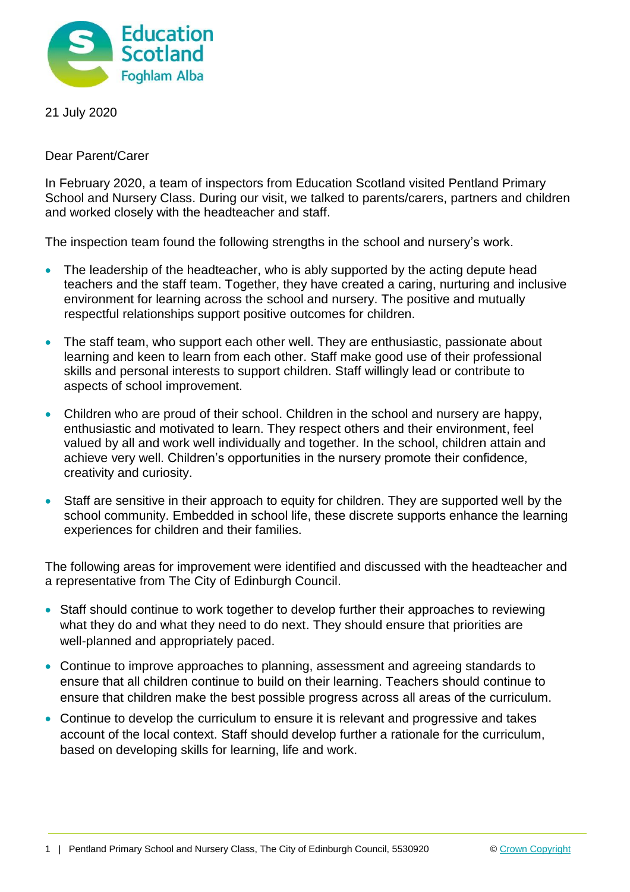Education Scotland
Foghlam Alba

21 July 2020

Dear Parent/Carer

In February 2020, a team of inspectors from Education Scotland visited Pentland Primary School and Nursery Class. During our visit, we talked to parents/carers, partners and children and worked closely with the headteacher and staff.

The inspection team found the following strengths in the school and nursery's work.

- The leadership of the headteacher, who is ably supported by the acting depute head teachers and the staff team. Together, they have created a caring, nurturing and inclusive environment for learning across the school and nursery. The positive and mutually respectful relationships support positive outcomes for children.
- The staff team, who support each other well. They are enthusiastic, passionate about learning and keen to learn from each other. Staff make good use of their professional skills and personal interests to support children. Staff willingly lead or contribute to aspects of school improvement.
- Children who are proud of their school. Children in the school and nursery are happy, enthusiastic and motivated to learn. They respect others and their environment, feel valued by all and work well individually and together. In the school, children attain and achieve very well. Children's opportunities in the nursery promote their confidence, creativity and curiosity.
- Staff are sensitive in their approach to equity for children. They are supported well by the school community. Embedded in school life, these discrete supports enhance the learning experiences for children and their families.

The following areas for improvement were identified and discussed with the headteacher and a representative from The City of Edinburgh Council.

- Staff should continue to work together to develop further their approaches to reviewing what they do and what they need to do next. They should ensure that priorities are well-planned and appropriately paced.
- Continue to improve approaches to planning, assessment and agreeing standards to ensure that all children continue to build on their learning. Teachers should continue to ensure that children make the best possible progress across all areas of the curriculum.
- Continue to develop the curriculum to ensure it is relevant and progressive and takes account of the local context. Staff should develop further a rationale for the curriculum, based on developing skills for learning, life and work.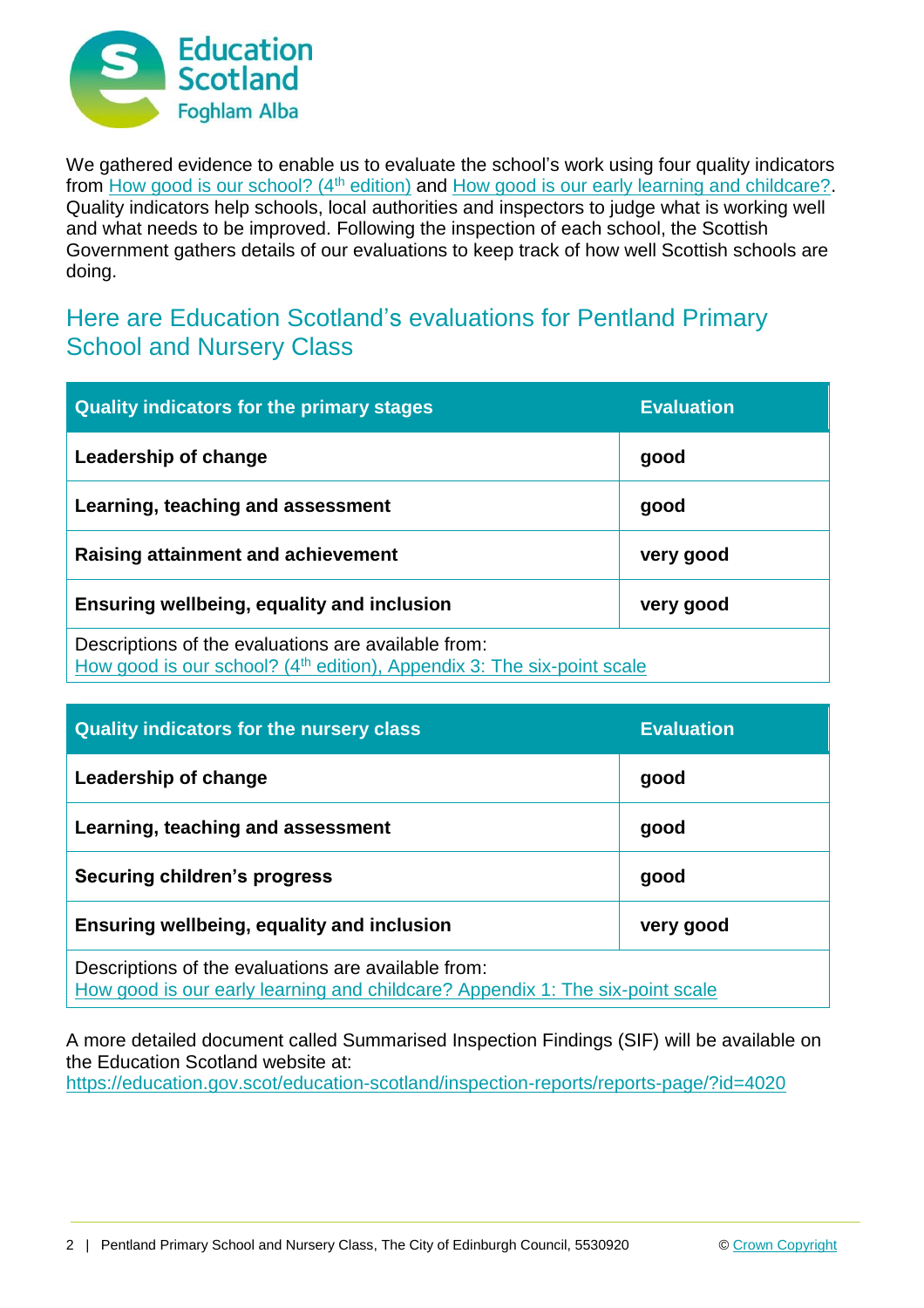Education Scotland
Foghlam Alba

We gathered evidence to enable us to evaluate the school's work using four quality indicators from How good is our school? (4th edition) and How good is our early learning and childcare?. Quality indicators help schools, local authorities and inspectors to judge what is working well and what needs to be improved. Following the inspection of each school, the Scottish Government gathers details of our evaluations to keep track of how well Scottish schools are doing.

## Here are Education Scotland's evaluations for Pentland Primary School and Nursery Class

| Quality indicators for the primary stages | Evaluation |
|---|---|
| **Leadership of change** | **good** |
| **Learning, teaching and assessment** | **good** |
| **Raising attainment and achievement** | **very good** |
| **Ensuring wellbeing, equality and inclusion** | **very good** |
| Descriptions of the evaluations are available from: How good is our school? (4th edition), Appendix 3: The six-point scale | |

| Quality indicators for the nursery class | Evaluation |
|---|---|
| **Leadership of change** | **good** |
| **Learning, teaching and assessment** | **good** |
| **Securing children's progress** | **good** |
| **Ensuring wellbeing, equality and inclusion** | **very good** |
| Descriptions of the evaluations are available from: How good is our early learning and childcare? Appendix 1: The six-point scale | |

A more detailed document called Summarised Inspection Findings (SIF) will be available on the Education Scotland website at: https://education.gov.scot/education-scotland/inspection-reports/reports-page/?id=4020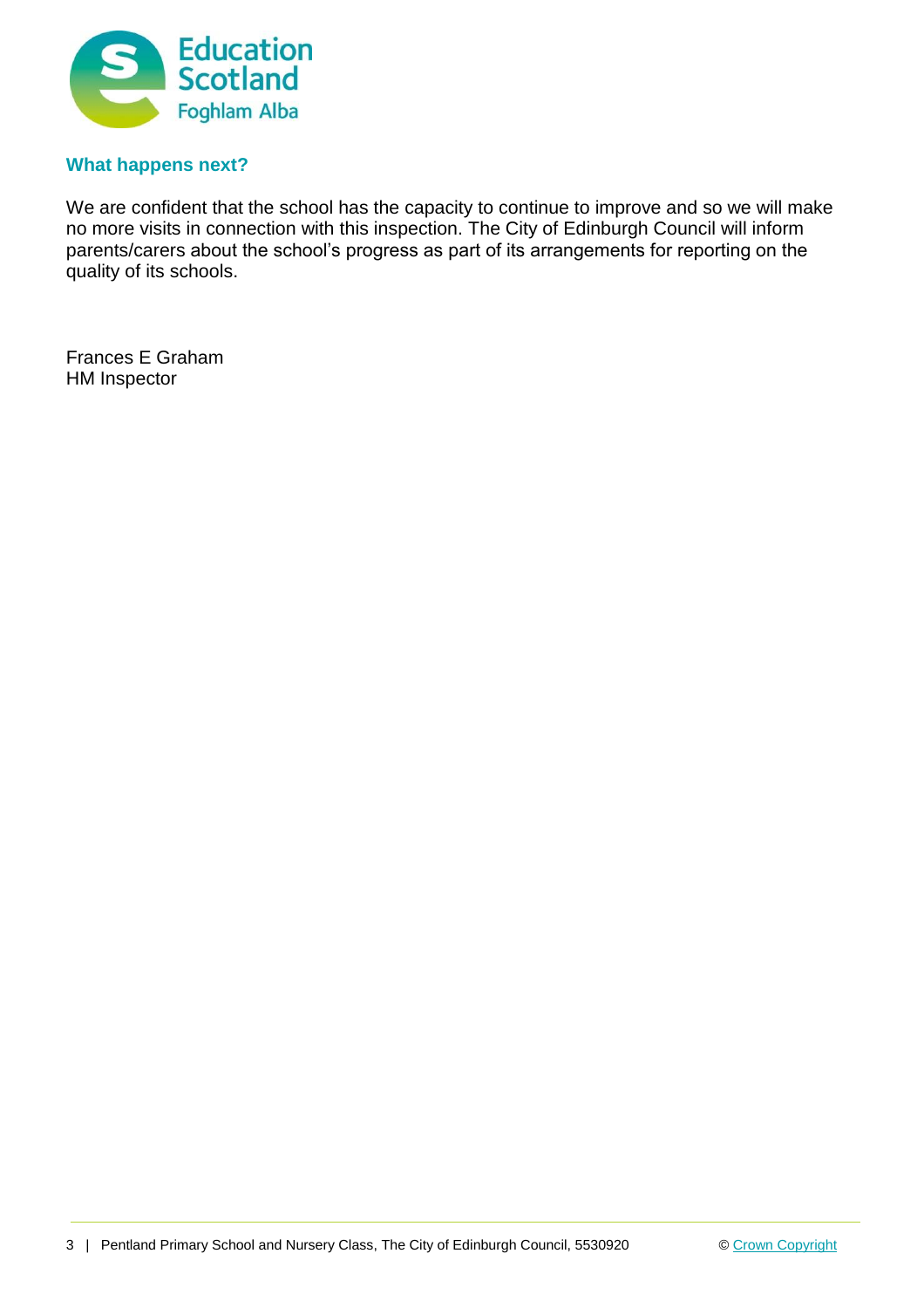## What happens next?

We are confident that the school has the capacity to continue to improve and so we will make no more visits in connection with this inspection. The City of Edinburgh Council will inform parents/carers about the school's progress as part of its arrangements for reporting on the quality of its schools.

Frances E Graham
HM Inspector